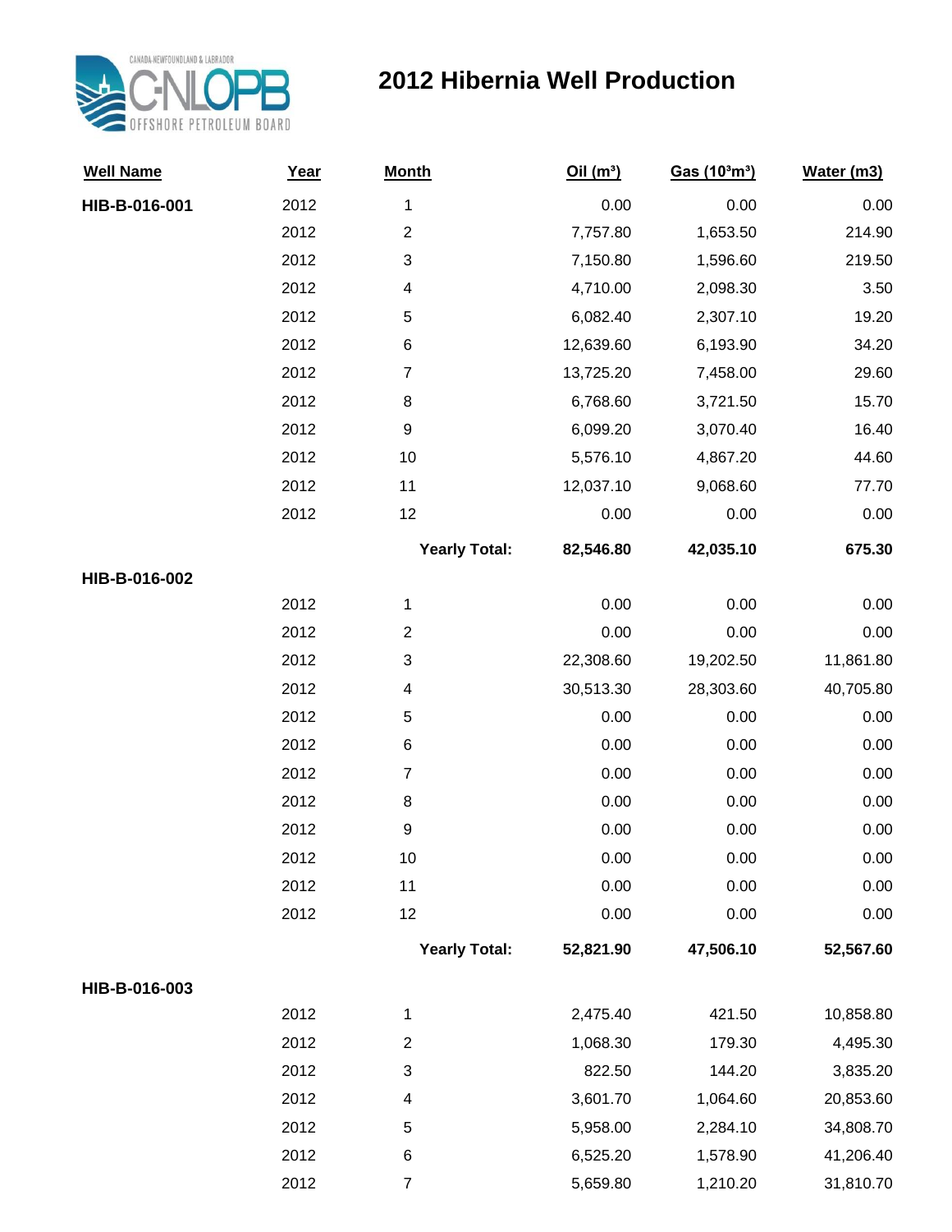CANADA-NEWFOUNDLAND & LABRADOR C-NLOPB OFFSHORE PETROLEUM BOARD

# 2012 Hibernia Well Production

| Well Name | Year | Month | Oil (m³) | Gas (10³m³) | Water (m3) |
|---|---|---|---|---|---|
| **HIB-B-016-001** | 2012 | 1 | 0.00 | 0.00 | 0.00 |
| | 2012 | 2 | 7,757.80 | 1,653.50 | 214.90 |
| | 2012 | 3 | 7,150.80 | 1,596.60 | 219.50 |
| | 2012 | 4 | 4,710.00 | 2,098.30 | 3.50 |
| | 2012 | 5 | 6,082.40 | 2,307.10 | 19.20 |
| | 2012 | 6 | 12,639.60 | 6,193.90 | 34.20 |
| | 2012 | 7 | 13,725.20 | 7,458.00 | 29.60 |
| | 2012 | 8 | 6,768.60 | 3,721.50 | 15.70 |
| | 2012 | 9 | 6,099.20 | 3,070.40 | 16.40 |
| | 2012 | 10 | 5,576.10 | 4,867.20 | 44.60 |
| | 2012 | 11 | 12,037.10 | 9,068.60 | 77.70 |
| | 2012 | 12 | 0.00 | 0.00 | 0.00 |
| | | **Yearly Total:** | **82,546.80** | **42,035.10** | **675.30** |
| **HIB-B-016-002** | | | | | |
| | 2012 | 1 | 0.00 | 0.00 | 0.00 |
| | 2012 | 2 | 0.00 | 0.00 | 0.00 |
| | 2012 | 3 | 22,308.60 | 19,202.50 | 11,861.80 |
| | 2012 | 4 | 30,513.30 | 28,303.60 | 40,705.80 |
| | 2012 | 5 | 0.00 | 0.00 | 0.00 |
| | 2012 | 6 | 0.00 | 0.00 | 0.00 |
| | 2012 | 7 | 0.00 | 0.00 | 0.00 |
| | 2012 | 8 | 0.00 | 0.00 | 0.00 |
| | 2012 | 9 | 0.00 | 0.00 | 0.00 |
| | 2012 | 10 | 0.00 | 0.00 | 0.00 |
| | 2012 | 11 | 0.00 | 0.00 | 0.00 |
| | 2012 | 12 | 0.00 | 0.00 | 0.00 |
| | | **Yearly Total:** | **52,821.90** | **47,506.10** | **52,567.60** |
| **HIB-B-016-003** | | | | | |
| | 2012 | 1 | 2,475.40 | 421.50 | 10,858.80 |
| | 2012 | 2 | 1,068.30 | 179.30 | 4,495.30 |
| | 2012 | 3 | 822.50 | 144.20 | 3,835.20 |
| | 2012 | 4 | 3,601.70 | 1,064.60 | 20,853.60 |
| | 2012 | 5 | 5,958.00 | 2,284.10 | 34,808.70 |
| | 2012 | 6 | 6,525.20 | 1,578.90 | 41,206.40 |
| | 2012 | 7 | 5,659.80 | 1,210.20 | 31,810.70 |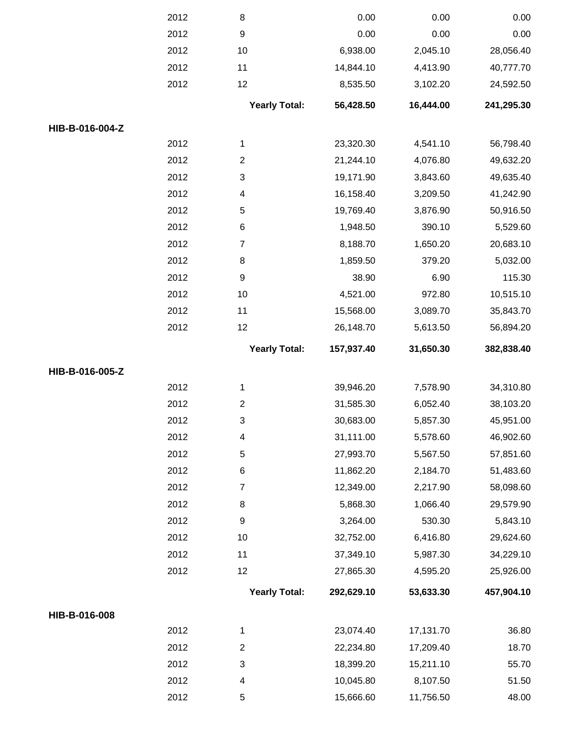| | Year | Month | | | |
|---|---|---|---|---|---|
| | 2012 | 8 | 0.00 | 0.00 | 0.00 |
| | 2012 | 9 | 0.00 | 0.00 | 0.00 |
| | 2012 | 10 | 6,938.00 | 2,045.10 | 28,056.40 |
| | 2012 | 11 | 14,844.10 | 4,413.90 | 40,777.70 |
| | 2012 | 12 | 8,535.50 | 3,102.20 | 24,592.50 |
| | | **Yearly Total:** | **56,428.50** | **16,444.00** | **241,295.30** |
| **HIB-B-016-004-Z** | | | | | |
| | 2012 | 1 | 23,320.30 | 4,541.10 | 56,798.40 |
| | 2012 | 2 | 21,244.10 | 4,076.80 | 49,632.20 |
| | 2012 | 3 | 19,171.90 | 3,843.60 | 49,635.40 |
| | 2012 | 4 | 16,158.40 | 3,209.50 | 41,242.90 |
| | 2012 | 5 | 19,769.40 | 3,876.90 | 50,916.50 |
| | 2012 | 6 | 1,948.50 | 390.10 | 5,529.60 |
| | 2012 | 7 | 8,188.70 | 1,650.20 | 20,683.10 |
| | 2012 | 8 | 1,859.50 | 379.20 | 5,032.00 |
| | 2012 | 9 | 38.90 | 6.90 | 115.30 |
| | 2012 | 10 | 4,521.00 | 972.80 | 10,515.10 |
| | 2012 | 11 | 15,568.00 | 3,089.70 | 35,843.70 |
| | 2012 | 12 | 26,148.70 | 5,613.50 | 56,894.20 |
| | | **Yearly Total:** | **157,937.40** | **31,650.30** | **382,838.40** |
| **HIB-B-016-005-Z** | | | | | |
| | 2012 | 1 | 39,946.20 | 7,578.90 | 34,310.80 |
| | 2012 | 2 | 31,585.30 | 6,052.40 | 38,103.20 |
| | 2012 | 3 | 30,683.00 | 5,857.30 | 45,951.00 |
| | 2012 | 4 | 31,111.00 | 5,578.60 | 46,902.60 |
| | 2012 | 5 | 27,993.70 | 5,567.50 | 57,851.60 |
| | 2012 | 6 | 11,862.20 | 2,184.70 | 51,483.60 |
| | 2012 | 7 | 12,349.00 | 2,217.90 | 58,098.60 |
| | 2012 | 8 | 5,868.30 | 1,066.40 | 29,579.90 |
| | 2012 | 9 | 3,264.00 | 530.30 | 5,843.10 |
| | 2012 | 10 | 32,752.00 | 6,416.80 | 29,624.60 |
| | 2012 | 11 | 37,349.10 | 5,987.30 | 34,229.10 |
| | 2012 | 12 | 27,865.30 | 4,595.20 | 25,926.00 |
| | | **Yearly Total:** | **292,629.10** | **53,633.30** | **457,904.10** |
| **HIB-B-016-008** | | | | | |
| | 2012 | 1 | 23,074.40 | 17,131.70 | 36.80 |
| | 2012 | 2 | 22,234.80 | 17,209.40 | 18.70 |
| | 2012 | 3 | 18,399.20 | 15,211.10 | 55.70 |
| | 2012 | 4 | 10,045.80 | 8,107.50 | 51.50 |
| | 2012 | 5 | 15,666.60 | 11,756.50 | 48.00 |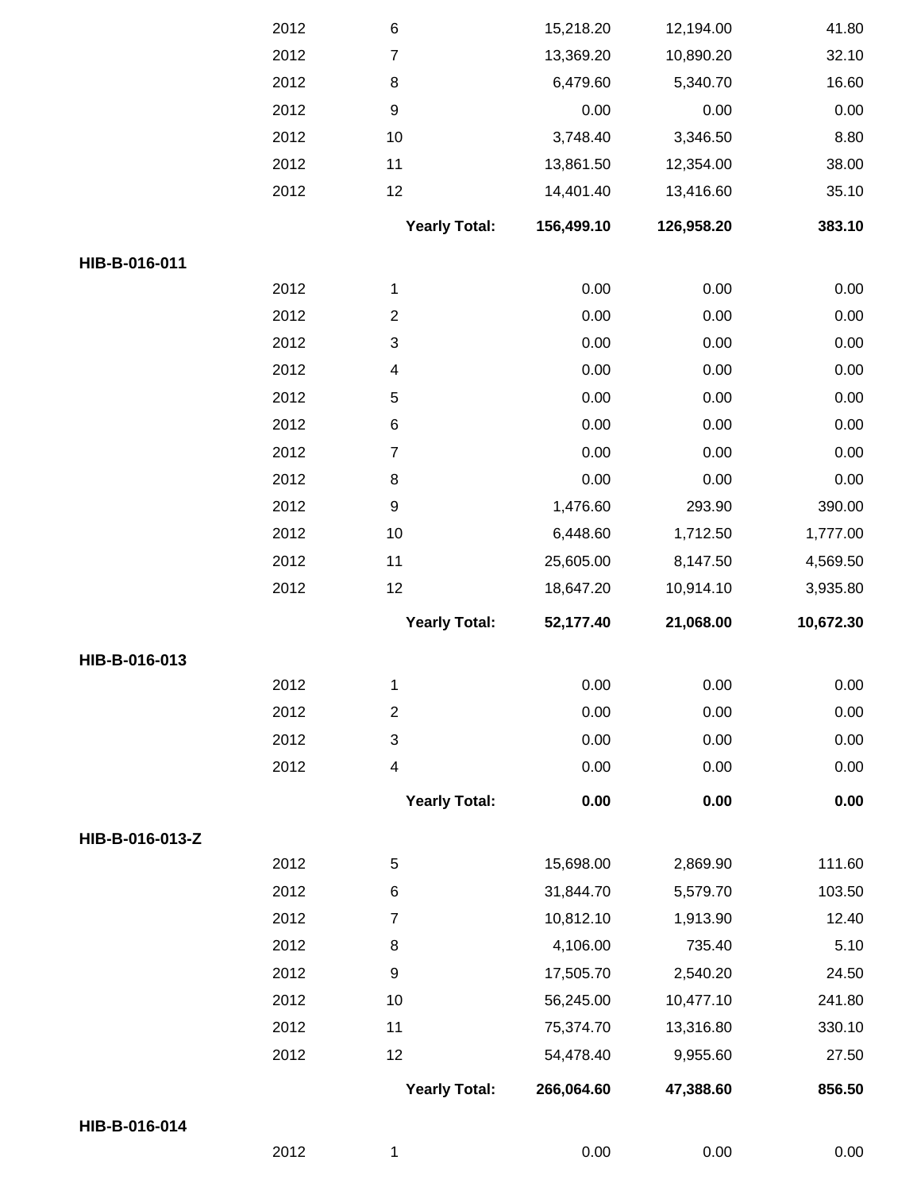| | | | | | |
|---|---|---|---|---|---|
| | 2012 | 6 | 15,218.20 | 12,194.00 | 41.80 |
| | 2012 | 7 | 13,369.20 | 10,890.20 | 32.10 |
| | 2012 | 8 | 6,479.60 | 5,340.70 | 16.60 |
| | 2012 | 9 | 0.00 | 0.00 | 0.00 |
| | 2012 | 10 | 3,748.40 | 3,346.50 | 8.80 |
| | 2012 | 11 | 13,861.50 | 12,354.00 | 38.00 |
| | 2012 | 12 | 14,401.40 | 13,416.60 | 35.10 |
| | | **Yearly Total:** | **156,499.10** | **126,958.20** | **383.10** |
| **HIB-B-016-011** | | | | | |
| | 2012 | 1 | 0.00 | 0.00 | 0.00 |
| | 2012 | 2 | 0.00 | 0.00 | 0.00 |
| | 2012 | 3 | 0.00 | 0.00 | 0.00 |
| | 2012 | 4 | 0.00 | 0.00 | 0.00 |
| | 2012 | 5 | 0.00 | 0.00 | 0.00 |
| | 2012 | 6 | 0.00 | 0.00 | 0.00 |
| | 2012 | 7 | 0.00 | 0.00 | 0.00 |
| | 2012 | 8 | 0.00 | 0.00 | 0.00 |
| | 2012 | 9 | 1,476.60 | 293.90 | 390.00 |
| | 2012 | 10 | 6,448.60 | 1,712.50 | 1,777.00 |
| | 2012 | 11 | 25,605.00 | 8,147.50 | 4,569.50 |
| | 2012 | 12 | 18,647.20 | 10,914.10 | 3,935.80 |
| | | **Yearly Total:** | **52,177.40** | **21,068.00** | **10,672.30** |
| **HIB-B-016-013** | | | | | |
| | 2012 | 1 | 0.00 | 0.00 | 0.00 |
| | 2012 | 2 | 0.00 | 0.00 | 0.00 |
| | 2012 | 3 | 0.00 | 0.00 | 0.00 |
| | 2012 | 4 | 0.00 | 0.00 | 0.00 |
| | | **Yearly Total:** | **0.00** | **0.00** | **0.00** |
| **HIB-B-016-013-Z** | | | | | |
| | 2012 | 5 | 15,698.00 | 2,869.90 | 111.60 |
| | 2012 | 6 | 31,844.70 | 5,579.70 | 103.50 |
| | 2012 | 7 | 10,812.10 | 1,913.90 | 12.40 |
| | 2012 | 8 | 4,106.00 | 735.40 | 5.10 |
| | 2012 | 9 | 17,505.70 | 2,540.20 | 24.50 |
| | 2012 | 10 | 56,245.00 | 10,477.10 | 241.80 |
| | 2012 | 11 | 75,374.70 | 13,316.80 | 330.10 |
| | 2012 | 12 | 54,478.40 | 9,955.60 | 27.50 |
| | | **Yearly Total:** | **266,064.60** | **47,388.60** | **856.50** |
| **HIB-B-016-014** | | | | | |
| | 2012 | 1 | 0.00 | 0.00 | 0.00 |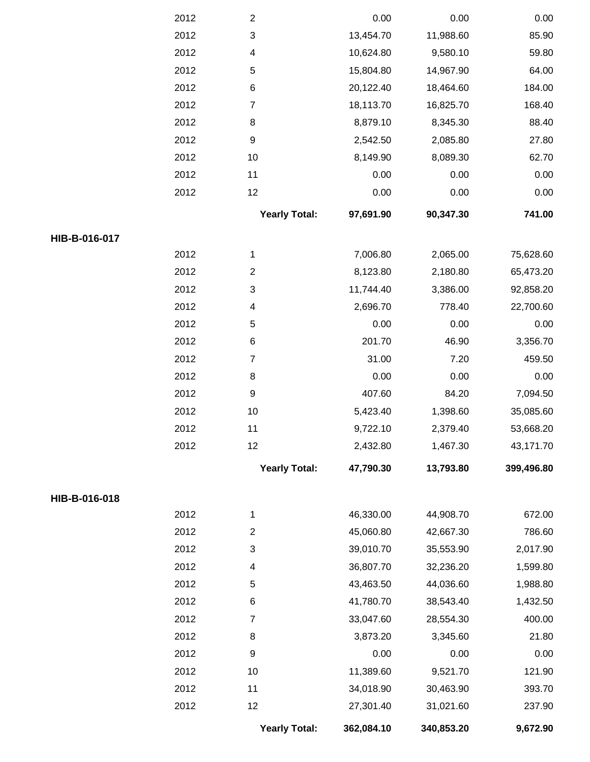| | | | | | |
|---|---|---|---|---|---|
| | 2012 | 2 | 0.00 | 0.00 | 0.00 |
| | 2012 | 3 | 13,454.70 | 11,988.60 | 85.90 |
| | 2012 | 4 | 10,624.80 | 9,580.10 | 59.80 |
| | 2012 | 5 | 15,804.80 | 14,967.90 | 64.00 |
| | 2012 | 6 | 20,122.40 | 18,464.60 | 184.00 |
| | 2012 | 7 | 18,113.70 | 16,825.70 | 168.40 |
| | 2012 | 8 | 8,879.10 | 8,345.30 | 88.40 |
| | 2012 | 9 | 2,542.50 | 2,085.80 | 27.80 |
| | 2012 | 10 | 8,149.90 | 8,089.30 | 62.70 |
| | 2012 | 11 | 0.00 | 0.00 | 0.00 |
| | 2012 | 12 | 0.00 | 0.00 | 0.00 |
| | | **Yearly Total:** | **97,691.90** | **90,347.30** | **741.00** |
| **HIB-B-016-017** | | | | | |
| | 2012 | 1 | 7,006.80 | 2,065.00 | 75,628.60 |
| | 2012 | 2 | 8,123.80 | 2,180.80 | 65,473.20 |
| | 2012 | 3 | 11,744.40 | 3,386.00 | 92,858.20 |
| | 2012 | 4 | 2,696.70 | 778.40 | 22,700.60 |
| | 2012 | 5 | 0.00 | 0.00 | 0.00 |
| | 2012 | 6 | 201.70 | 46.90 | 3,356.70 |
| | 2012 | 7 | 31.00 | 7.20 | 459.50 |
| | 2012 | 8 | 0.00 | 0.00 | 0.00 |
| | 2012 | 9 | 407.60 | 84.20 | 7,094.50 |
| | 2012 | 10 | 5,423.40 | 1,398.60 | 35,085.60 |
| | 2012 | 11 | 9,722.10 | 2,379.40 | 53,668.20 |
| | 2012 | 12 | 2,432.80 | 1,467.30 | 43,171.70 |
| | | **Yearly Total:** | **47,790.30** | **13,793.80** | **399,496.80** |
| **HIB-B-016-018** | | | | | |
| | 2012 | 1 | 46,330.00 | 44,908.70 | 672.00 |
| | 2012 | 2 | 45,060.80 | 42,667.30 | 786.60 |
| | 2012 | 3 | 39,010.70 | 35,553.90 | 2,017.90 |
| | 2012 | 4 | 36,807.70 | 32,236.20 | 1,599.80 |
| | 2012 | 5 | 43,463.50 | 44,036.60 | 1,988.80 |
| | 2012 | 6 | 41,780.70 | 38,543.40 | 1,432.50 |
| | 2012 | 7 | 33,047.60 | 28,554.30 | 400.00 |
| | 2012 | 8 | 3,873.20 | 3,345.60 | 21.80 |
| | 2012 | 9 | 0.00 | 0.00 | 0.00 |
| | 2012 | 10 | 11,389.60 | 9,521.70 | 121.90 |
| | 2012 | 11 | 34,018.90 | 30,463.90 | 393.70 |
| | 2012 | 12 | 27,301.40 | 31,021.60 | 237.90 |
| | | **Yearly Total:** | **362,084.10** | **340,853.20** | **9,672.90** |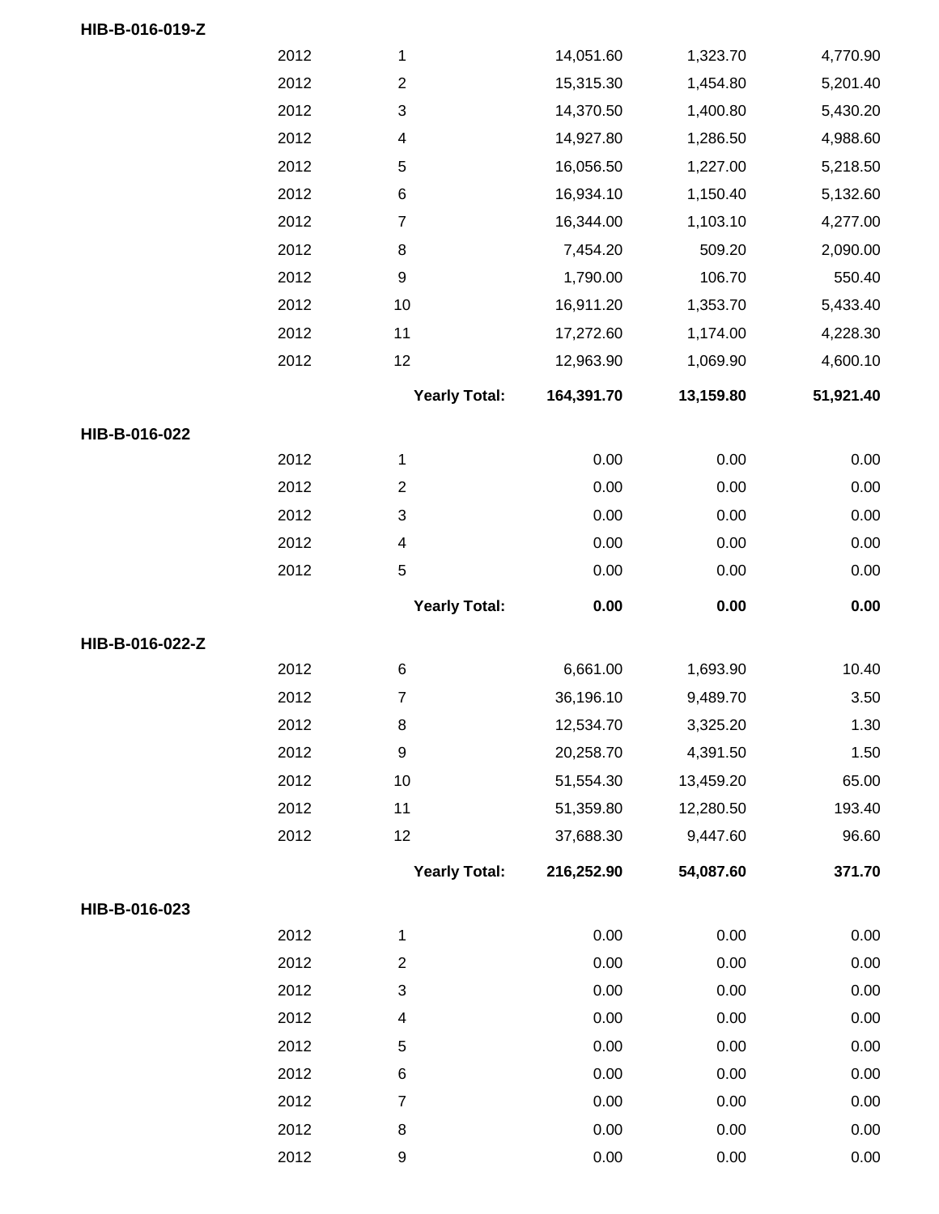**HIB-B-016-019-Z**

| | | | | | |
|---|---|---|---|---|---|
| | 2012 | 1 | 14,051.60 | 1,323.70 | 4,770.90 |
| | 2012 | 2 | 15,315.30 | 1,454.80 | 5,201.40 |
| | 2012 | 3 | 14,370.50 | 1,400.80 | 5,430.20 |
| | 2012 | 4 | 14,927.80 | 1,286.50 | 4,988.60 |
| | 2012 | 5 | 16,056.50 | 1,227.00 | 5,218.50 |
| | 2012 | 6 | 16,934.10 | 1,150.40 | 5,132.60 |
| | 2012 | 7 | 16,344.00 | 1,103.10 | 4,277.00 |
| | 2012 | 8 | 7,454.20 | 509.20 | 2,090.00 |
| | 2012 | 9 | 1,790.00 | 106.70 | 550.40 |
| | 2012 | 10 | 16,911.20 | 1,353.70 | 5,433.40 |
| | 2012 | 11 | 17,272.60 | 1,174.00 | 4,228.30 |
| | 2012 | 12 | 12,963.90 | 1,069.90 | 4,600.10 |
| | | **Yearly Total:** | **164,391.70** | **13,159.80** | **51,921.40** |

**HIB-B-016-022**

| | | | | | |
|---|---|---|---|---|---|
| | 2012 | 1 | 0.00 | 0.00 | 0.00 |
| | 2012 | 2 | 0.00 | 0.00 | 0.00 |
| | 2012 | 3 | 0.00 | 0.00 | 0.00 |
| | 2012 | 4 | 0.00 | 0.00 | 0.00 |
| | 2012 | 5 | 0.00 | 0.00 | 0.00 |
| | | **Yearly Total:** | **0.00** | **0.00** | **0.00** |

**HIB-B-016-022-Z**

| | | | | | |
|---|---|---|---|---|---|
| | 2012 | 6 | 6,661.00 | 1,693.90 | 10.40 |
| | 2012 | 7 | 36,196.10 | 9,489.70 | 3.50 |
| | 2012 | 8 | 12,534.70 | 3,325.20 | 1.30 |
| | 2012 | 9 | 20,258.70 | 4,391.50 | 1.50 |
| | 2012 | 10 | 51,554.30 | 13,459.20 | 65.00 |
| | 2012 | 11 | 51,359.80 | 12,280.50 | 193.40 |
| | 2012 | 12 | 37,688.30 | 9,447.60 | 96.60 |
| | | **Yearly Total:** | **216,252.90** | **54,087.60** | **371.70** |

**HIB-B-016-023**

| | | | | | |
|---|---|---|---|---|---|
| | 2012 | 1 | 0.00 | 0.00 | 0.00 |
| | 2012 | 2 | 0.00 | 0.00 | 0.00 |
| | 2012 | 3 | 0.00 | 0.00 | 0.00 |
| | 2012 | 4 | 0.00 | 0.00 | 0.00 |
| | 2012 | 5 | 0.00 | 0.00 | 0.00 |
| | 2012 | 6 | 0.00 | 0.00 | 0.00 |
| | 2012 | 7 | 0.00 | 0.00 | 0.00 |
| | 2012 | 8 | 0.00 | 0.00 | 0.00 |
| | 2012 | 9 | 0.00 | 0.00 | 0.00 |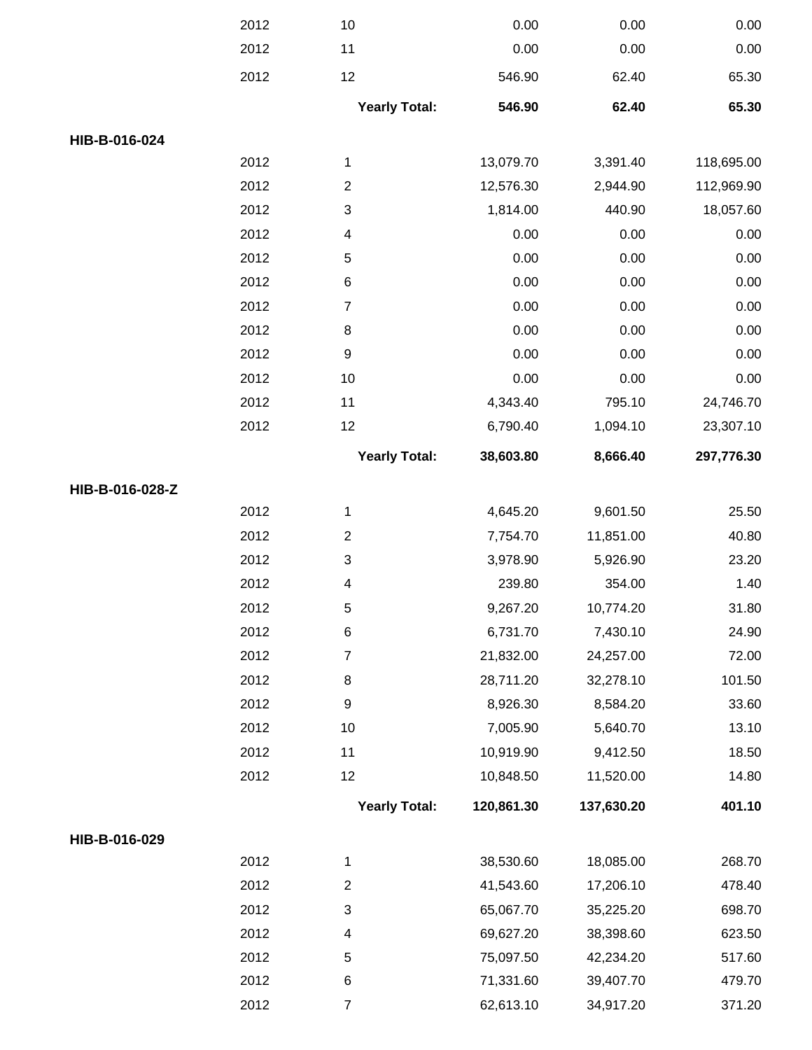| | | | | | |
|---|---|---|---|---|---|
| | 2012 | 10 | 0.00 | 0.00 | 0.00 |
| | 2012 | 11 | 0.00 | 0.00 | 0.00 |
| | 2012 | 12 | 546.90 | 62.40 | 65.30 |
| | | **Yearly Total:** | **546.90** | **62.40** | **65.30** |
| **HIB-B-016-024** | | | | | |
| | 2012 | 1 | 13,079.70 | 3,391.40 | 118,695.00 |
| | 2012 | 2 | 12,576.30 | 2,944.90 | 112,969.90 |
| | 2012 | 3 | 1,814.00 | 440.90 | 18,057.60 |
| | 2012 | 4 | 0.00 | 0.00 | 0.00 |
| | 2012 | 5 | 0.00 | 0.00 | 0.00 |
| | 2012 | 6 | 0.00 | 0.00 | 0.00 |
| | 2012 | 7 | 0.00 | 0.00 | 0.00 |
| | 2012 | 8 | 0.00 | 0.00 | 0.00 |
| | 2012 | 9 | 0.00 | 0.00 | 0.00 |
| | 2012 | 10 | 0.00 | 0.00 | 0.00 |
| | 2012 | 11 | 4,343.40 | 795.10 | 24,746.70 |
| | 2012 | 12 | 6,790.40 | 1,094.10 | 23,307.10 |
| | | **Yearly Total:** | **38,603.80** | **8,666.40** | **297,776.30** |
| **HIB-B-016-028-Z** | | | | | |
| | 2012 | 1 | 4,645.20 | 9,601.50 | 25.50 |
| | 2012 | 2 | 7,754.70 | 11,851.00 | 40.80 |
| | 2012 | 3 | 3,978.90 | 5,926.90 | 23.20 |
| | 2012 | 4 | 239.80 | 354.00 | 1.40 |
| | 2012 | 5 | 9,267.20 | 10,774.20 | 31.80 |
| | 2012 | 6 | 6,731.70 | 7,430.10 | 24.90 |
| | 2012 | 7 | 21,832.00 | 24,257.00 | 72.00 |
| | 2012 | 8 | 28,711.20 | 32,278.10 | 101.50 |
| | 2012 | 9 | 8,926.30 | 8,584.20 | 33.60 |
| | 2012 | 10 | 7,005.90 | 5,640.70 | 13.10 |
| | 2012 | 11 | 10,919.90 | 9,412.50 | 18.50 |
| | 2012 | 12 | 10,848.50 | 11,520.00 | 14.80 |
| | | **Yearly Total:** | **120,861.30** | **137,630.20** | **401.10** |
| **HIB-B-016-029** | | | | | |
| | 2012 | 1 | 38,530.60 | 18,085.00 | 268.70 |
| | 2012 | 2 | 41,543.60 | 17,206.10 | 478.40 |
| | 2012 | 3 | 65,067.70 | 35,225.20 | 698.70 |
| | 2012 | 4 | 69,627.20 | 38,398.60 | 623.50 |
| | 2012 | 5 | 75,097.50 | 42,234.20 | 517.60 |
| | 2012 | 6 | 71,331.60 | 39,407.70 | 479.70 |
| | 2012 | 7 | 62,613.10 | 34,917.20 | 371.20 |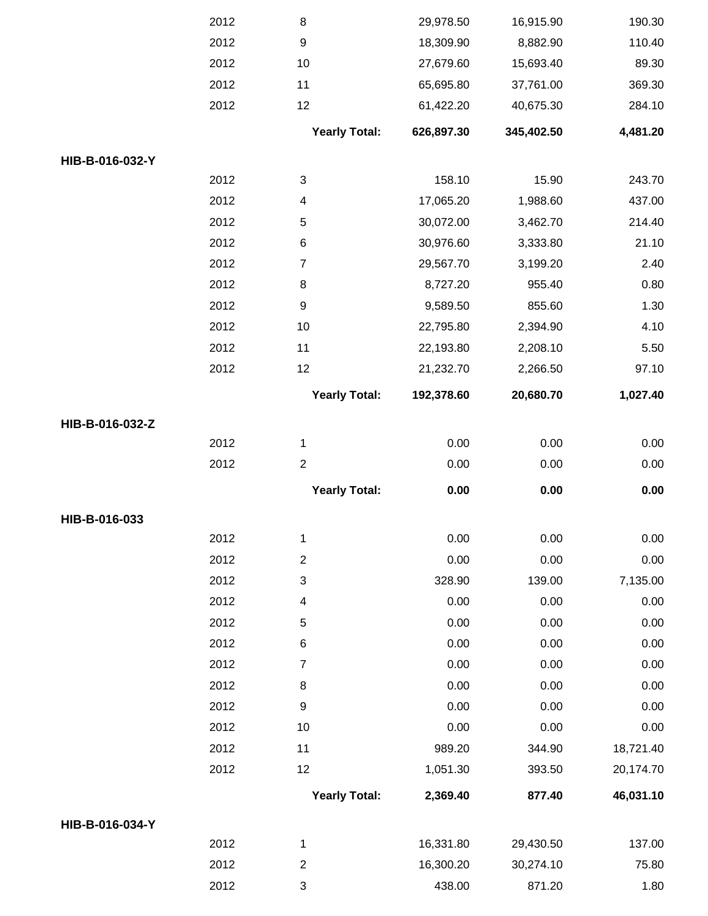| | Year | Month | | | |
|---|---|---|---|---|---|
| | 2012 | 8 | 29,978.50 | 16,915.90 | 190.30 |
| | 2012 | 9 | 18,309.90 | 8,882.90 | 110.40 |
| | 2012 | 10 | 27,679.60 | 15,693.40 | 89.30 |
| | 2012 | 11 | 65,695.80 | 37,761.00 | 369.30 |
| | 2012 | 12 | 61,422.20 | 40,675.30 | 284.10 |
| | | **Yearly Total:** | **626,897.30** | **345,402.50** | **4,481.20** |
| **HIB-B-016-032-Y** | | | | | |
| | 2012 | 3 | 158.10 | 15.90 | 243.70 |
| | 2012 | 4 | 17,065.20 | 1,988.60 | 437.00 |
| | 2012 | 5 | 30,072.00 | 3,462.70 | 214.40 |
| | 2012 | 6 | 30,976.60 | 3,333.80 | 21.10 |
| | 2012 | 7 | 29,567.70 | 3,199.20 | 2.40 |
| | 2012 | 8 | 8,727.20 | 955.40 | 0.80 |
| | 2012 | 9 | 9,589.50 | 855.60 | 1.30 |
| | 2012 | 10 | 22,795.80 | 2,394.90 | 4.10 |
| | 2012 | 11 | 22,193.80 | 2,208.10 | 5.50 |
| | 2012 | 12 | 21,232.70 | 2,266.50 | 97.10 |
| | | **Yearly Total:** | **192,378.60** | **20,680.70** | **1,027.40** |
| **HIB-B-016-032-Z** | | | | | |
| | 2012 | 1 | 0.00 | 0.00 | 0.00 |
| | 2012 | 2 | 0.00 | 0.00 | 0.00 |
| | | **Yearly Total:** | **0.00** | **0.00** | **0.00** |
| **HIB-B-016-033** | | | | | |
| | 2012 | 1 | 0.00 | 0.00 | 0.00 |
| | 2012 | 2 | 0.00 | 0.00 | 0.00 |
| | 2012 | 3 | 328.90 | 139.00 | 7,135.00 |
| | 2012 | 4 | 0.00 | 0.00 | 0.00 |
| | 2012 | 5 | 0.00 | 0.00 | 0.00 |
| | 2012 | 6 | 0.00 | 0.00 | 0.00 |
| | 2012 | 7 | 0.00 | 0.00 | 0.00 |
| | 2012 | 8 | 0.00 | 0.00 | 0.00 |
| | 2012 | 9 | 0.00 | 0.00 | 0.00 |
| | 2012 | 10 | 0.00 | 0.00 | 0.00 |
| | 2012 | 11 | 989.20 | 344.90 | 18,721.40 |
| | 2012 | 12 | 1,051.30 | 393.50 | 20,174.70 |
| | | **Yearly Total:** | **2,369.40** | **877.40** | **46,031.10** |
| **HIB-B-016-034-Y** | | | | | |
| | 2012 | 1 | 16,331.80 | 29,430.50 | 137.00 |
| | 2012 | 2 | 16,300.20 | 30,274.10 | 75.80 |
| | 2012 | 3 | 438.00 | 871.20 | 1.80 |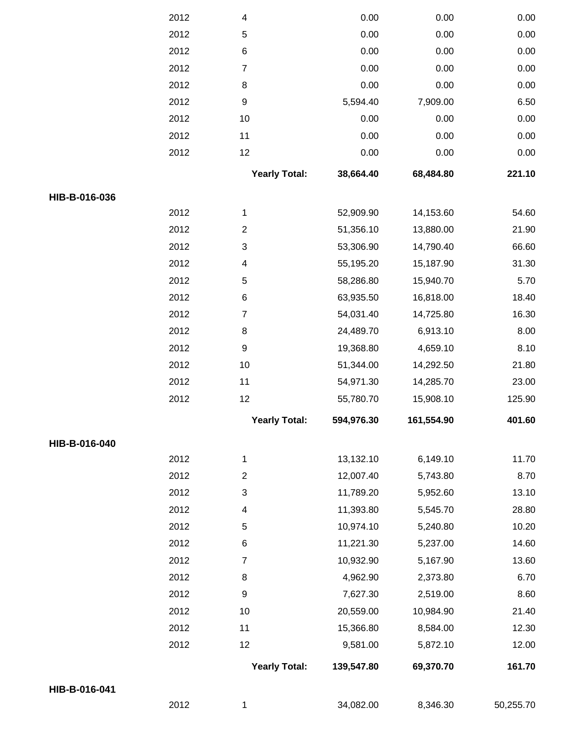| | | | | | |
|---|---|---|---|---|---|
| | 2012 | 4 | 0.00 | 0.00 | 0.00 |
| | 2012 | 5 | 0.00 | 0.00 | 0.00 |
| | 2012 | 6 | 0.00 | 0.00 | 0.00 |
| | 2012 | 7 | 0.00 | 0.00 | 0.00 |
| | 2012 | 8 | 0.00 | 0.00 | 0.00 |
| | 2012 | 9 | 5,594.40 | 7,909.00 | 6.50 |
| | 2012 | 10 | 0.00 | 0.00 | 0.00 |
| | 2012 | 11 | 0.00 | 0.00 | 0.00 |
| | 2012 | 12 | 0.00 | 0.00 | 0.00 |
| | | **Yearly Total:** | **38,664.40** | **68,484.80** | **221.10** |
| **HIB-B-016-036** | | | | | |
| | 2012 | 1 | 52,909.90 | 14,153.60 | 54.60 |
| | 2012 | 2 | 51,356.10 | 13,880.00 | 21.90 |
| | 2012 | 3 | 53,306.90 | 14,790.40 | 66.60 |
| | 2012 | 4 | 55,195.20 | 15,187.90 | 31.30 |
| | 2012 | 5 | 58,286.80 | 15,940.70 | 5.70 |
| | 2012 | 6 | 63,935.50 | 16,818.00 | 18.40 |
| | 2012 | 7 | 54,031.40 | 14,725.80 | 16.30 |
| | 2012 | 8 | 24,489.70 | 6,913.10 | 8.00 |
| | 2012 | 9 | 19,368.80 | 4,659.10 | 8.10 |
| | 2012 | 10 | 51,344.00 | 14,292.50 | 21.80 |
| | 2012 | 11 | 54,971.30 | 14,285.70 | 23.00 |
| | 2012 | 12 | 55,780.70 | 15,908.10 | 125.90 |
| | | **Yearly Total:** | **594,976.30** | **161,554.90** | **401.60** |
| **HIB-B-016-040** | | | | | |
| | 2012 | 1 | 13,132.10 | 6,149.10 | 11.70 |
| | 2012 | 2 | 12,007.40 | 5,743.80 | 8.70 |
| | 2012 | 3 | 11,789.20 | 5,952.60 | 13.10 |
| | 2012 | 4 | 11,393.80 | 5,545.70 | 28.80 |
| | 2012 | 5 | 10,974.10 | 5,240.80 | 10.20 |
| | 2012 | 6 | 11,221.30 | 5,237.00 | 14.60 |
| | 2012 | 7 | 10,932.90 | 5,167.90 | 13.60 |
| | 2012 | 8 | 4,962.90 | 2,373.80 | 6.70 |
| | 2012 | 9 | 7,627.30 | 2,519.00 | 8.60 |
| | 2012 | 10 | 20,559.00 | 10,984.90 | 21.40 |
| | 2012 | 11 | 15,366.80 | 8,584.00 | 12.30 |
| | 2012 | 12 | 9,581.00 | 5,872.10 | 12.00 |
| | | **Yearly Total:** | **139,547.80** | **69,370.70** | **161.70** |
| **HIB-B-016-041** | | | | | |
| | 2012 | 1 | 34,082.00 | 8,346.30 | 50,255.70 |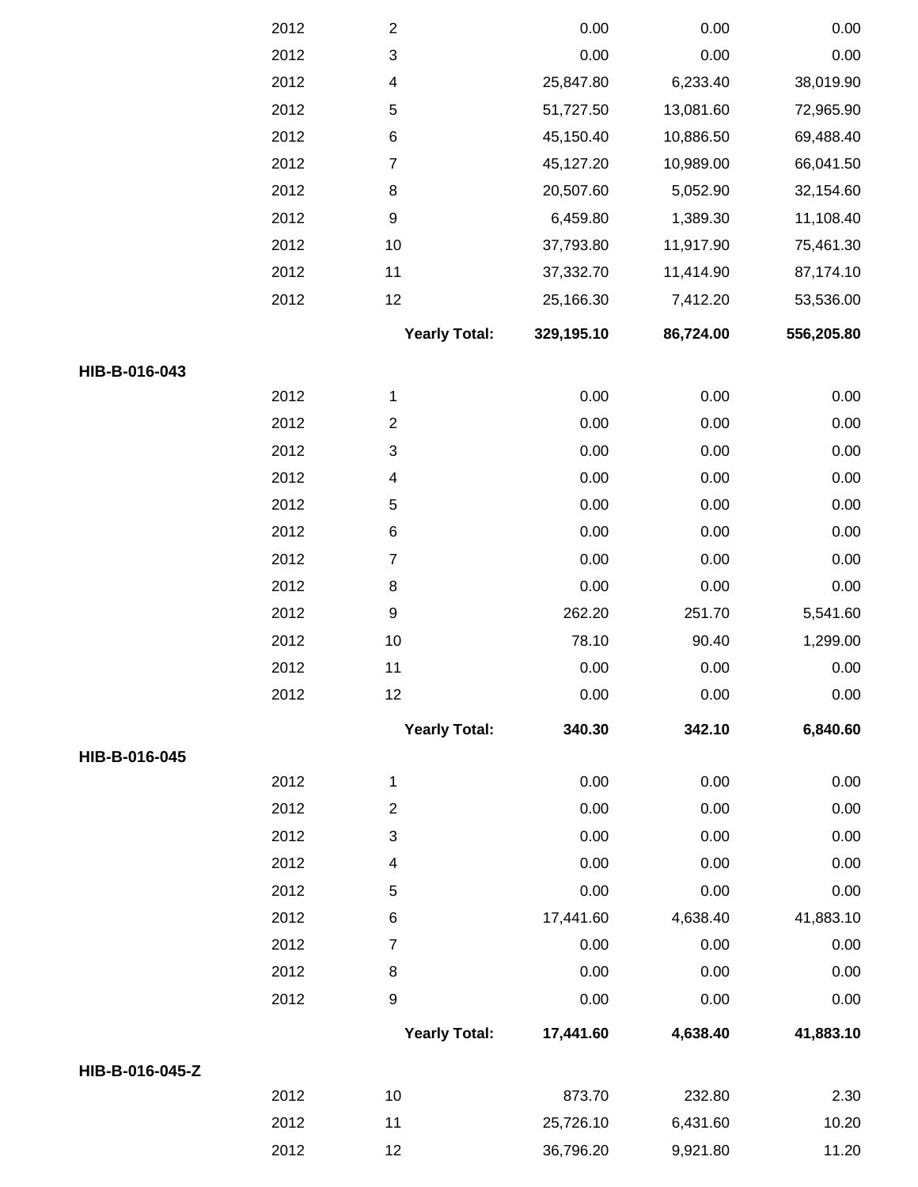| | | | | | |
|---|---|---|---|---|---|
| | 2012 | 2 | 0.00 | 0.00 | 0.00 |
| | 2012 | 3 | 0.00 | 0.00 | 0.00 |
| | 2012 | 4 | 25,847.80 | 6,233.40 | 38,019.90 |
| | 2012 | 5 | 51,727.50 | 13,081.60 | 72,965.90 |
| | 2012 | 6 | 45,150.40 | 10,886.50 | 69,488.40 |
| | 2012 | 7 | 45,127.20 | 10,989.00 | 66,041.50 |
| | 2012 | 8 | 20,507.60 | 5,052.90 | 32,154.60 |
| | 2012 | 9 | 6,459.80 | 1,389.30 | 11,108.40 |
| | 2012 | 10 | 37,793.80 | 11,917.90 | 75,461.30 |
| | 2012 | 11 | 37,332.70 | 11,414.90 | 87,174.10 |
| | 2012 | 12 | 25,166.30 | 7,412.20 | 53,536.00 |
| | | **Yearly Total:** | **329,195.10** | **86,724.00** | **556,205.80** |
| **HIB-B-016-043** | | | | | |
| | 2012 | 1 | 0.00 | 0.00 | 0.00 |
| | 2012 | 2 | 0.00 | 0.00 | 0.00 |
| | 2012 | 3 | 0.00 | 0.00 | 0.00 |
| | 2012 | 4 | 0.00 | 0.00 | 0.00 |
| | 2012 | 5 | 0.00 | 0.00 | 0.00 |
| | 2012 | 6 | 0.00 | 0.00 | 0.00 |
| | 2012 | 7 | 0.00 | 0.00 | 0.00 |
| | 2012 | 8 | 0.00 | 0.00 | 0.00 |
| | 2012 | 9 | 262.20 | 251.70 | 5,541.60 |
| | 2012 | 10 | 78.10 | 90.40 | 1,299.00 |
| | 2012 | 11 | 0.00 | 0.00 | 0.00 |
| | 2012 | 12 | 0.00 | 0.00 | 0.00 |
| | | **Yearly Total:** | **340.30** | **342.10** | **6,840.60** |
| **HIB-B-016-045** | | | | | |
| | 2012 | 1 | 0.00 | 0.00 | 0.00 |
| | 2012 | 2 | 0.00 | 0.00 | 0.00 |
| | 2012 | 3 | 0.00 | 0.00 | 0.00 |
| | 2012 | 4 | 0.00 | 0.00 | 0.00 |
| | 2012 | 5 | 0.00 | 0.00 | 0.00 |
| | 2012 | 6 | 17,441.60 | 4,638.40 | 41,883.10 |
| | 2012 | 7 | 0.00 | 0.00 | 0.00 |
| | 2012 | 8 | 0.00 | 0.00 | 0.00 |
| | 2012 | 9 | 0.00 | 0.00 | 0.00 |
| | | **Yearly Total:** | **17,441.60** | **4,638.40** | **41,883.10** |
| **HIB-B-016-045-Z** | | | | | |
| | 2012 | 10 | 873.70 | 232.80 | 2.30 |
| | 2012 | 11 | 25,726.10 | 6,431.60 | 10.20 |
| | 2012 | 12 | 36,796.20 | 9,921.80 | 11.20 |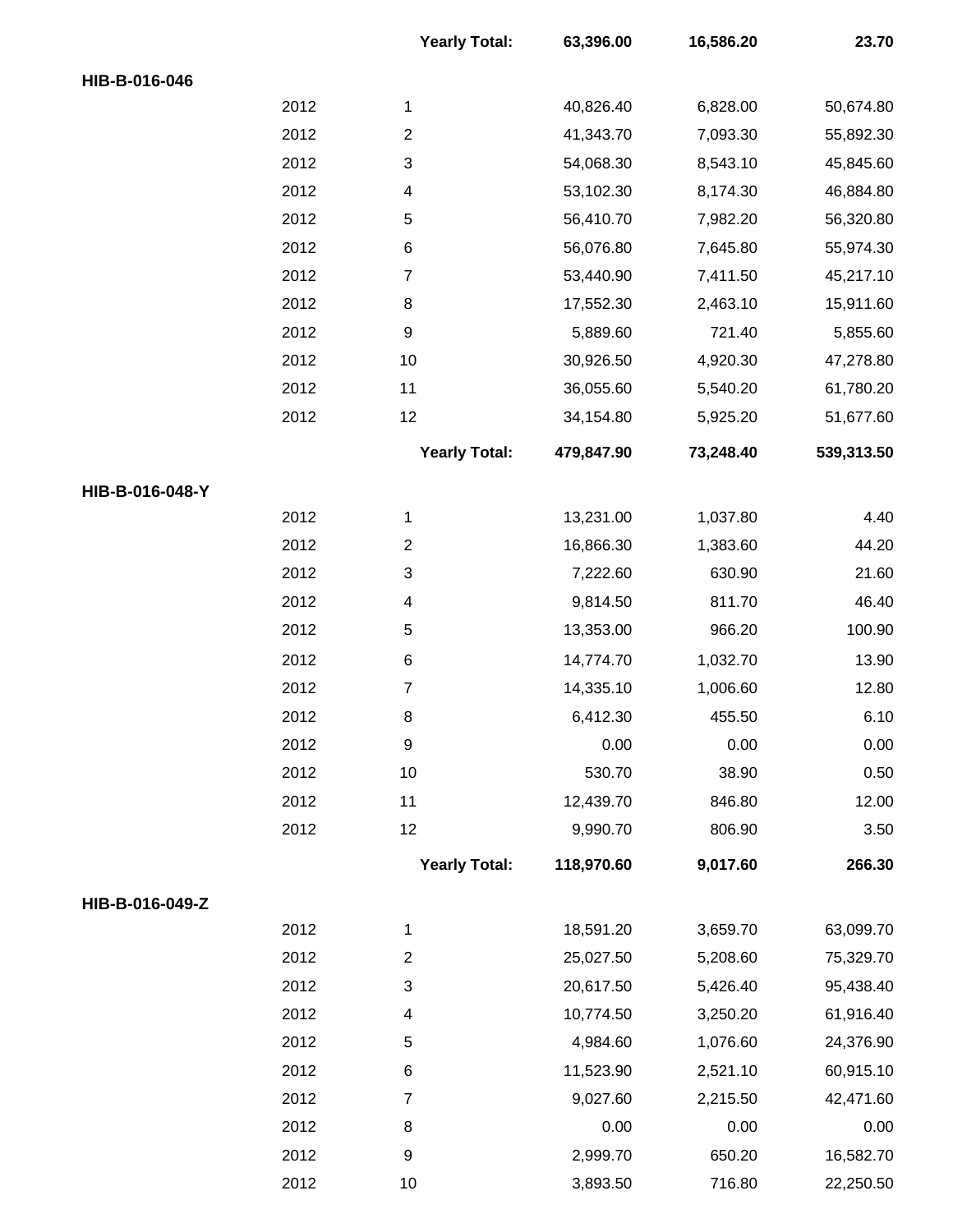| | | | | | |
|---|---|---|---|---|---|
| | | **Yearly Total:** | **63,396.00** | **16,586.20** | **23.70** |
| **HIB-B-016-046** | | | | | |
| | 2012 | 1 | 40,826.40 | 6,828.00 | 50,674.80 |
| | 2012 | 2 | 41,343.70 | 7,093.30 | 55,892.30 |
| | 2012 | 3 | 54,068.30 | 8,543.10 | 45,845.60 |
| | 2012 | 4 | 53,102.30 | 8,174.30 | 46,884.80 |
| | 2012 | 5 | 56,410.70 | 7,982.20 | 56,320.80 |
| | 2012 | 6 | 56,076.80 | 7,645.80 | 55,974.30 |
| | 2012 | 7 | 53,440.90 | 7,411.50 | 45,217.10 |
| | 2012 | 8 | 17,552.30 | 2,463.10 | 15,911.60 |
| | 2012 | 9 | 5,889.60 | 721.40 | 5,855.60 |
| | 2012 | 10 | 30,926.50 | 4,920.30 | 47,278.80 |
| | 2012 | 11 | 36,055.60 | 5,540.20 | 61,780.20 |
| | 2012 | 12 | 34,154.80 | 5,925.20 | 51,677.60 |
| | | **Yearly Total:** | **479,847.90** | **73,248.40** | **539,313.50** |
| **HIB-B-016-048-Y** | | | | | |
| | 2012 | 1 | 13,231.00 | 1,037.80 | 4.40 |
| | 2012 | 2 | 16,866.30 | 1,383.60 | 44.20 |
| | 2012 | 3 | 7,222.60 | 630.90 | 21.60 |
| | 2012 | 4 | 9,814.50 | 811.70 | 46.40 |
| | 2012 | 5 | 13,353.00 | 966.20 | 100.90 |
| | 2012 | 6 | 14,774.70 | 1,032.70 | 13.90 |
| | 2012 | 7 | 14,335.10 | 1,006.60 | 12.80 |
| | 2012 | 8 | 6,412.30 | 455.50 | 6.10 |
| | 2012 | 9 | 0.00 | 0.00 | 0.00 |
| | 2012 | 10 | 530.70 | 38.90 | 0.50 |
| | 2012 | 11 | 12,439.70 | 846.80 | 12.00 |
| | 2012 | 12 | 9,990.70 | 806.90 | 3.50 |
| | | **Yearly Total:** | **118,970.60** | **9,017.60** | **266.30** |
| **HIB-B-016-049-Z** | | | | | |
| | 2012 | 1 | 18,591.20 | 3,659.70 | 63,099.70 |
| | 2012 | 2 | 25,027.50 | 5,208.60 | 75,329.70 |
| | 2012 | 3 | 20,617.50 | 5,426.40 | 95,438.40 |
| | 2012 | 4 | 10,774.50 | 3,250.20 | 61,916.40 |
| | 2012 | 5 | 4,984.60 | 1,076.60 | 24,376.90 |
| | 2012 | 6 | 11,523.90 | 2,521.10 | 60,915.10 |
| | 2012 | 7 | 9,027.60 | 2,215.50 | 42,471.60 |
| | 2012 | 8 | 0.00 | 0.00 | 0.00 |
| | 2012 | 9 | 2,999.70 | 650.20 | 16,582.70 |
| | 2012 | 10 | 3,893.50 | 716.80 | 22,250.50 |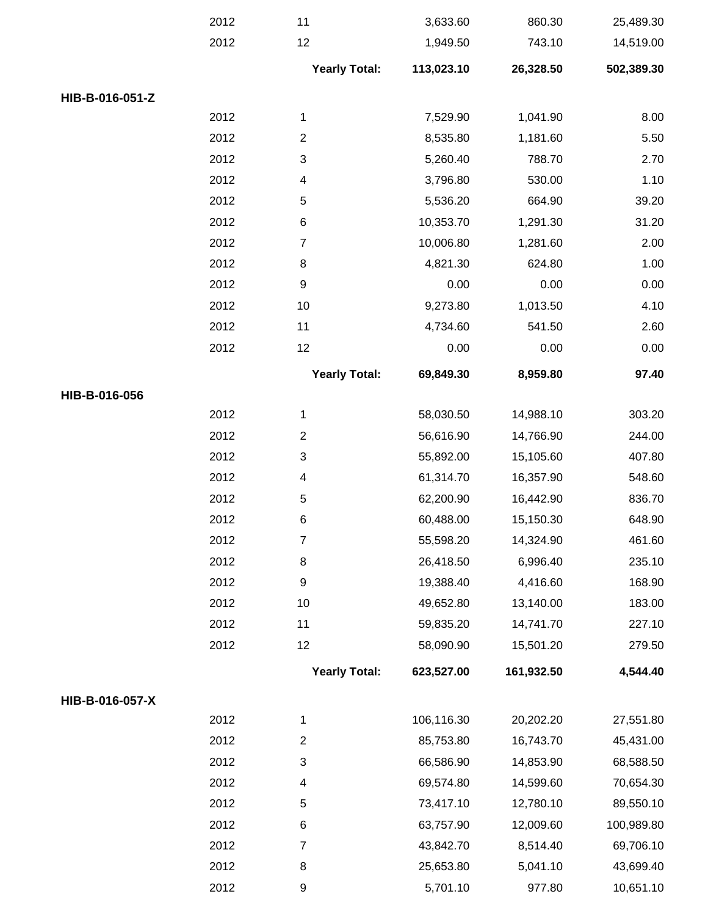| | | | | | |
|---|---|---|---|---|---|
| | 2012 | 11 | 3,633.60 | 860.30 | 25,489.30 |
| | 2012 | 12 | 1,949.50 | 743.10 | 14,519.00 |
| | | **Yearly Total:** | **113,023.10** | **26,328.50** | **502,389.30** |
| **HIB-B-016-051-Z** | | | | | |
| | 2012 | 1 | 7,529.90 | 1,041.90 | 8.00 |
| | 2012 | 2 | 8,535.80 | 1,181.60 | 5.50 |
| | 2012 | 3 | 5,260.40 | 788.70 | 2.70 |
| | 2012 | 4 | 3,796.80 | 530.00 | 1.10 |
| | 2012 | 5 | 5,536.20 | 664.90 | 39.20 |
| | 2012 | 6 | 10,353.70 | 1,291.30 | 31.20 |
| | 2012 | 7 | 10,006.80 | 1,281.60 | 2.00 |
| | 2012 | 8 | 4,821.30 | 624.80 | 1.00 |
| | 2012 | 9 | 0.00 | 0.00 | 0.00 |
| | 2012 | 10 | 9,273.80 | 1,013.50 | 4.10 |
| | 2012 | 11 | 4,734.60 | 541.50 | 2.60 |
| | 2012 | 12 | 0.00 | 0.00 | 0.00 |
| | | **Yearly Total:** | **69,849.30** | **8,959.80** | **97.40** |
| **HIB-B-016-056** | | | | | |
| | 2012 | 1 | 58,030.50 | 14,988.10 | 303.20 |
| | 2012 | 2 | 56,616.90 | 14,766.90 | 244.00 |
| | 2012 | 3 | 55,892.00 | 15,105.60 | 407.80 |
| | 2012 | 4 | 61,314.70 | 16,357.90 | 548.60 |
| | 2012 | 5 | 62,200.90 | 16,442.90 | 836.70 |
| | 2012 | 6 | 60,488.00 | 15,150.30 | 648.90 |
| | 2012 | 7 | 55,598.20 | 14,324.90 | 461.60 |
| | 2012 | 8 | 26,418.50 | 6,996.40 | 235.10 |
| | 2012 | 9 | 19,388.40 | 4,416.60 | 168.90 |
| | 2012 | 10 | 49,652.80 | 13,140.00 | 183.00 |
| | 2012 | 11 | 59,835.20 | 14,741.70 | 227.10 |
| | 2012 | 12 | 58,090.90 | 15,501.20 | 279.50 |
| | | **Yearly Total:** | **623,527.00** | **161,932.50** | **4,544.40** |
| **HIB-B-016-057-X** | | | | | |
| | 2012 | 1 | 106,116.30 | 20,202.20 | 27,551.80 |
| | 2012 | 2 | 85,753.80 | 16,743.70 | 45,431.00 |
| | 2012 | 3 | 66,586.90 | 14,853.90 | 68,588.50 |
| | 2012 | 4 | 69,574.80 | 14,599.60 | 70,654.30 |
| | 2012 | 5 | 73,417.10 | 12,780.10 | 89,550.10 |
| | 2012 | 6 | 63,757.90 | 12,009.60 | 100,989.80 |
| | 2012 | 7 | 43,842.70 | 8,514.40 | 69,706.10 |
| | 2012 | 8 | 25,653.80 | 5,041.10 | 43,699.40 |
| | 2012 | 9 | 5,701.10 | 977.80 | 10,651.10 |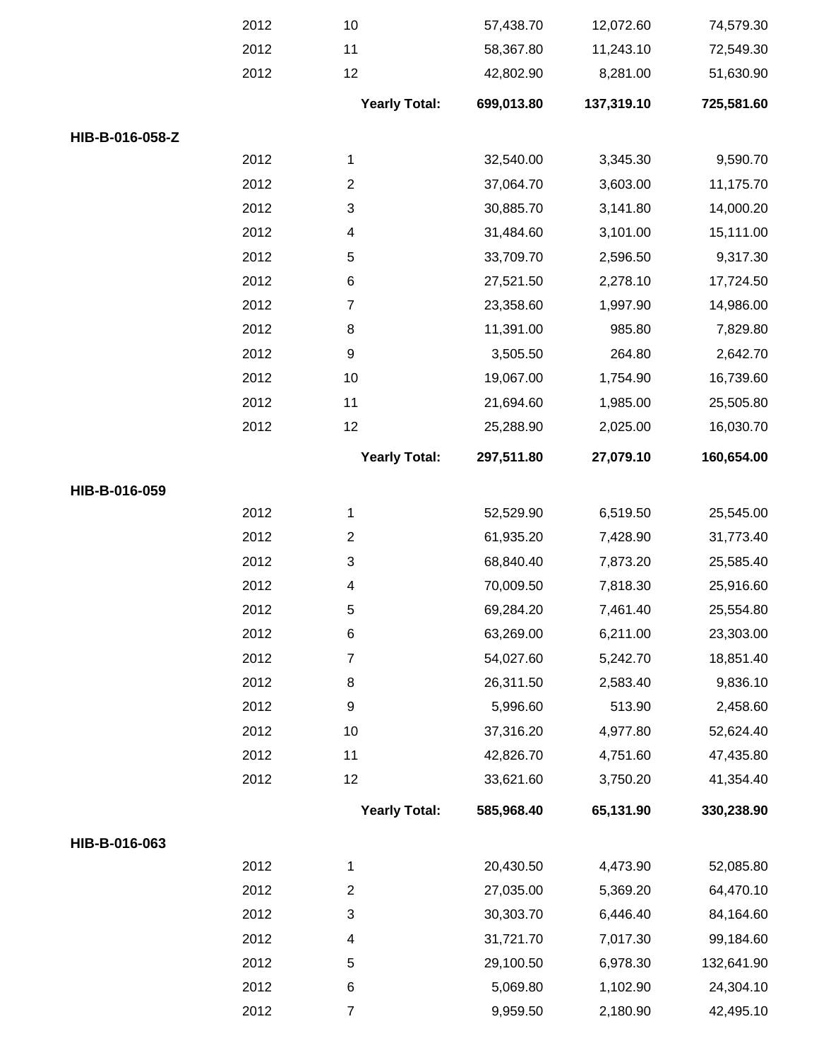| | | | | | |
|---|---|---|---|---|---|
| | 2012 | 10 | 57,438.70 | 12,072.60 | 74,579.30 |
| | 2012 | 11 | 58,367.80 | 11,243.10 | 72,549.30 |
| | 2012 | 12 | 42,802.90 | 8,281.00 | 51,630.90 |
| | | **Yearly Total:** | **699,013.80** | **137,319.10** | **725,581.60** |
| **HIB-B-016-058-Z** | | | | | |
| | 2012 | 1 | 32,540.00 | 3,345.30 | 9,590.70 |
| | 2012 | 2 | 37,064.70 | 3,603.00 | 11,175.70 |
| | 2012 | 3 | 30,885.70 | 3,141.80 | 14,000.20 |
| | 2012 | 4 | 31,484.60 | 3,101.00 | 15,111.00 |
| | 2012 | 5 | 33,709.70 | 2,596.50 | 9,317.30 |
| | 2012 | 6 | 27,521.50 | 2,278.10 | 17,724.50 |
| | 2012 | 7 | 23,358.60 | 1,997.90 | 14,986.00 |
| | 2012 | 8 | 11,391.00 | 985.80 | 7,829.80 |
| | 2012 | 9 | 3,505.50 | 264.80 | 2,642.70 |
| | 2012 | 10 | 19,067.00 | 1,754.90 | 16,739.60 |
| | 2012 | 11 | 21,694.60 | 1,985.00 | 25,505.80 |
| | 2012 | 12 | 25,288.90 | 2,025.00 | 16,030.70 |
| | | **Yearly Total:** | **297,511.80** | **27,079.10** | **160,654.00** |
| **HIB-B-016-059** | | | | | |
| | 2012 | 1 | 52,529.90 | 6,519.50 | 25,545.00 |
| | 2012 | 2 | 61,935.20 | 7,428.90 | 31,773.40 |
| | 2012 | 3 | 68,840.40 | 7,873.20 | 25,585.40 |
| | 2012 | 4 | 70,009.50 | 7,818.30 | 25,916.60 |
| | 2012 | 5 | 69,284.20 | 7,461.40 | 25,554.80 |
| | 2012 | 6 | 63,269.00 | 6,211.00 | 23,303.00 |
| | 2012 | 7 | 54,027.60 | 5,242.70 | 18,851.40 |
| | 2012 | 8 | 26,311.50 | 2,583.40 | 9,836.10 |
| | 2012 | 9 | 5,996.60 | 513.90 | 2,458.60 |
| | 2012 | 10 | 37,316.20 | 4,977.80 | 52,624.40 |
| | 2012 | 11 | 42,826.70 | 4,751.60 | 47,435.80 |
| | 2012 | 12 | 33,621.60 | 3,750.20 | 41,354.40 |
| | | **Yearly Total:** | **585,968.40** | **65,131.90** | **330,238.90** |
| **HIB-B-016-063** | | | | | |
| | 2012 | 1 | 20,430.50 | 4,473.90 | 52,085.80 |
| | 2012 | 2 | 27,035.00 | 5,369.20 | 64,470.10 |
| | 2012 | 3 | 30,303.70 | 6,446.40 | 84,164.60 |
| | 2012 | 4 | 31,721.70 | 7,017.30 | 99,184.60 |
| | 2012 | 5 | 29,100.50 | 6,978.30 | 132,641.90 |
| | 2012 | 6 | 5,069.80 | 1,102.90 | 24,304.10 |
| | 2012 | 7 | 9,959.50 | 2,180.90 | 42,495.10 |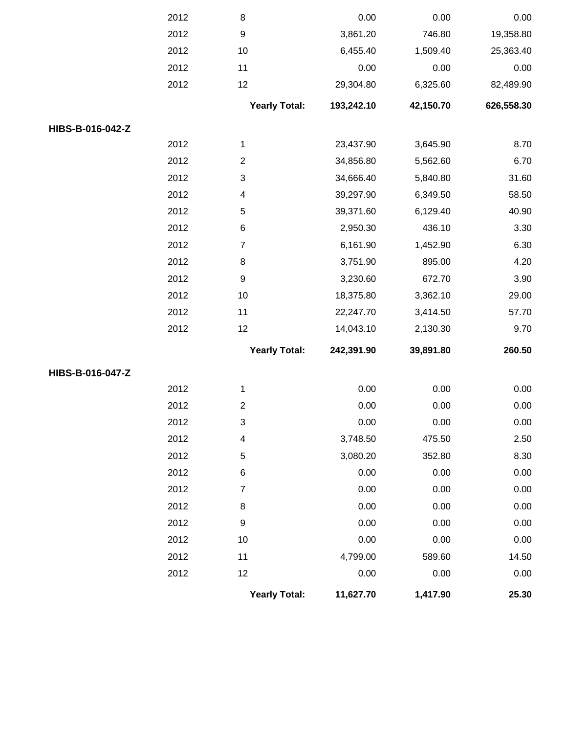| | | | | | |
|---|---|---|---|---|---|
| | 2012 | 8 | 0.00 | 0.00 | 0.00 |
| | 2012 | 9 | 3,861.20 | 746.80 | 19,358.80 |
| | 2012 | 10 | 6,455.40 | 1,509.40 | 25,363.40 |
| | 2012 | 11 | 0.00 | 0.00 | 0.00 |
| | 2012 | 12 | 29,304.80 | 6,325.60 | 82,489.90 |
| | | **Yearly Total:** | **193,242.10** | **42,150.70** | **626,558.30** |
| **HIBS-B-016-042-Z** | | | | | |
| | 2012 | 1 | 23,437.90 | 3,645.90 | 8.70 |
| | 2012 | 2 | 34,856.80 | 5,562.60 | 6.70 |
| | 2012 | 3 | 34,666.40 | 5,840.80 | 31.60 |
| | 2012 | 4 | 39,297.90 | 6,349.50 | 58.50 |
| | 2012 | 5 | 39,371.60 | 6,129.40 | 40.90 |
| | 2012 | 6 | 2,950.30 | 436.10 | 3.30 |
| | 2012 | 7 | 6,161.90 | 1,452.90 | 6.30 |
| | 2012 | 8 | 3,751.90 | 895.00 | 4.20 |
| | 2012 | 9 | 3,230.60 | 672.70 | 3.90 |
| | 2012 | 10 | 18,375.80 | 3,362.10 | 29.00 |
| | 2012 | 11 | 22,247.70 | 3,414.50 | 57.70 |
| | 2012 | 12 | 14,043.10 | 2,130.30 | 9.70 |
| | | **Yearly Total:** | **242,391.90** | **39,891.80** | **260.50** |
| **HIBS-B-016-047-Z** | | | | | |
| | 2012 | 1 | 0.00 | 0.00 | 0.00 |
| | 2012 | 2 | 0.00 | 0.00 | 0.00 |
| | 2012 | 3 | 0.00 | 0.00 | 0.00 |
| | 2012 | 4 | 3,748.50 | 475.50 | 2.50 |
| | 2012 | 5 | 3,080.20 | 352.80 | 8.30 |
| | 2012 | 6 | 0.00 | 0.00 | 0.00 |
| | 2012 | 7 | 0.00 | 0.00 | 0.00 |
| | 2012 | 8 | 0.00 | 0.00 | 0.00 |
| | 2012 | 9 | 0.00 | 0.00 | 0.00 |
| | 2012 | 10 | 0.00 | 0.00 | 0.00 |
| | 2012 | 11 | 4,799.00 | 589.60 | 14.50 |
| | 2012 | 12 | 0.00 | 0.00 | 0.00 |
| | | **Yearly Total:** | **11,627.70** | **1,417.90** | **25.30** |